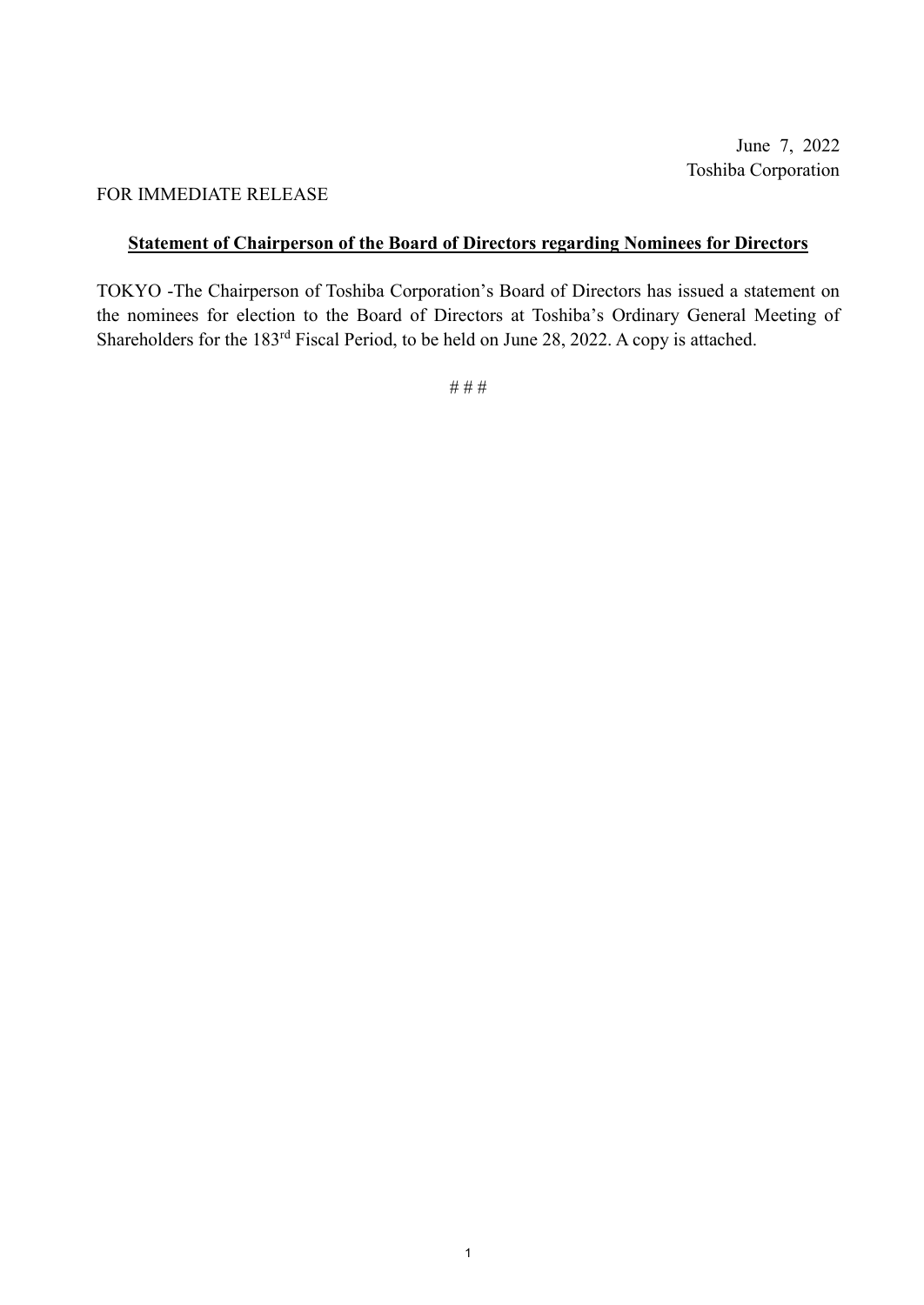June 7, 2022
Toshiba Corporation

FOR IMMEDIATE RELEASE

## **Statement of Chairperson of the Board of Directors regarding Nominees for Directors**

TOKYO -The Chairperson of Toshiba Corporation's Board of Directors has issued a statement on the nominees for election to the Board of Directors at Toshiba's Ordinary General Meeting of Shareholders for the 183rd Fiscal Period, to be held on June 28, 2022. A copy is attached.

# # #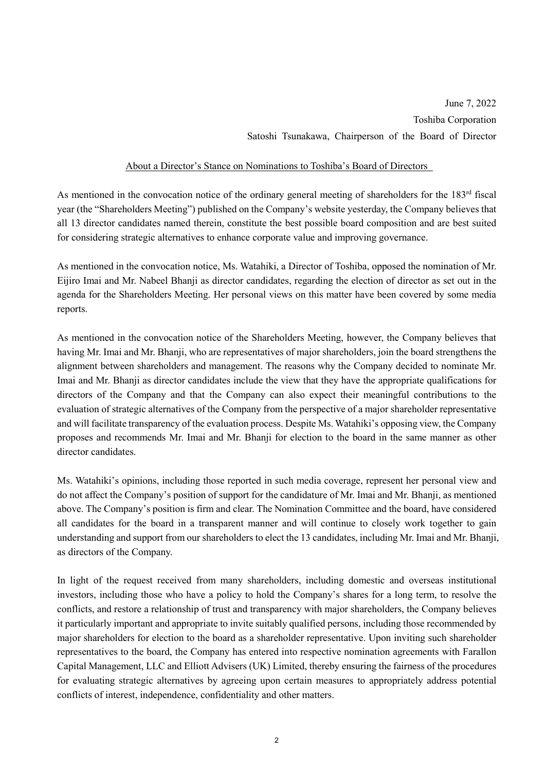June 7, 2022

Toshiba Corporation

Satoshi Tsunakawa, Chairperson of the Board of Director

## About a Director's Stance on Nominations to Toshiba's Board of Directors

As mentioned in the convocation notice of the ordinary general meeting of shareholders for the 183rd fiscal year (the "Shareholders Meeting") published on the Company's website yesterday, the Company believes that all 13 director candidates named therein, constitute the best possible board composition and are best suited for considering strategic alternatives to enhance corporate value and improving governance.

As mentioned in the convocation notice, Ms. Watahiki, a Director of Toshiba, opposed the nomination of Mr. Eijiro Imai and Mr. Nabeel Bhanji as director candidates, regarding the election of director as set out in the agenda for the Shareholders Meeting. Her personal views on this matter have been covered by some media reports.

As mentioned in the convocation notice of the Shareholders Meeting, however, the Company believes that having Mr. Imai and Mr. Bhanji, who are representatives of major shareholders, join the board strengthens the alignment between shareholders and management. The reasons why the Company decided to nominate Mr. Imai and Mr. Bhanji as director candidates include the view that they have the appropriate qualifications for directors of the Company and that the Company can also expect their meaningful contributions to the evaluation of strategic alternatives of the Company from the perspective of a major shareholder representative and will facilitate transparency of the evaluation process. Despite Ms. Watahiki's opposing view, the Company proposes and recommends Mr. Imai and Mr. Bhanji for election to the board in the same manner as other director candidates.

Ms. Watahiki's opinions, including those reported in such media coverage, represent her personal view and do not affect the Company's position of support for the candidature of Mr. Imai and Mr. Bhanji, as mentioned above. The Company's position is firm and clear. The Nomination Committee and the board, have considered all candidates for the board in a transparent manner and will continue to closely work together to gain understanding and support from our shareholders to elect the 13 candidates, including Mr. Imai and Mr. Bhanji, as directors of the Company.

In light of the request received from many shareholders, including domestic and overseas institutional investors, including those who have a policy to hold the Company's shares for a long term, to resolve the conflicts, and restore a relationship of trust and transparency with major shareholders, the Company believes it particularly important and appropriate to invite suitably qualified persons, including those recommended by major shareholders for election to the board as a shareholder representative. Upon inviting such shareholder representatives to the board, the Company has entered into respective nomination agreements with Farallon Capital Management, LLC and Elliott Advisers (UK) Limited, thereby ensuring the fairness of the procedures for evaluating strategic alternatives by agreeing upon certain measures to appropriately address potential conflicts of interest, independence, confidentiality and other matters.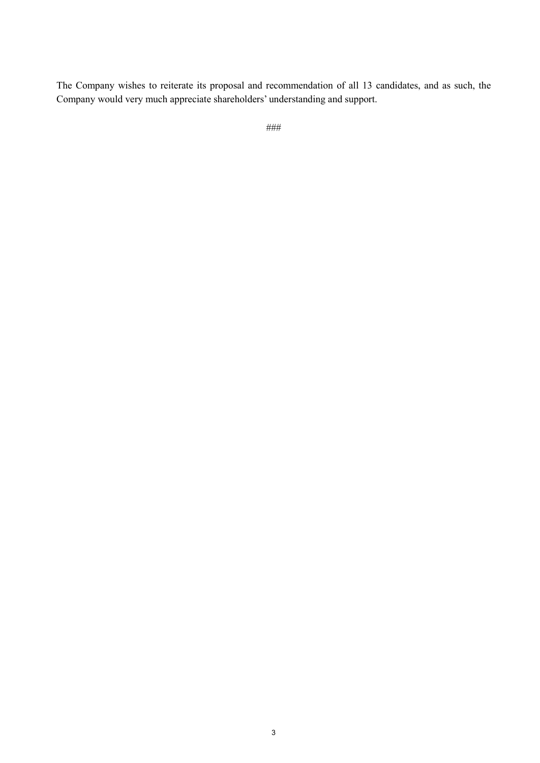The Company wishes to reiterate its proposal and recommendation of all 13 candidates, and as such, the Company would very much appreciate shareholders' understanding and support.

###